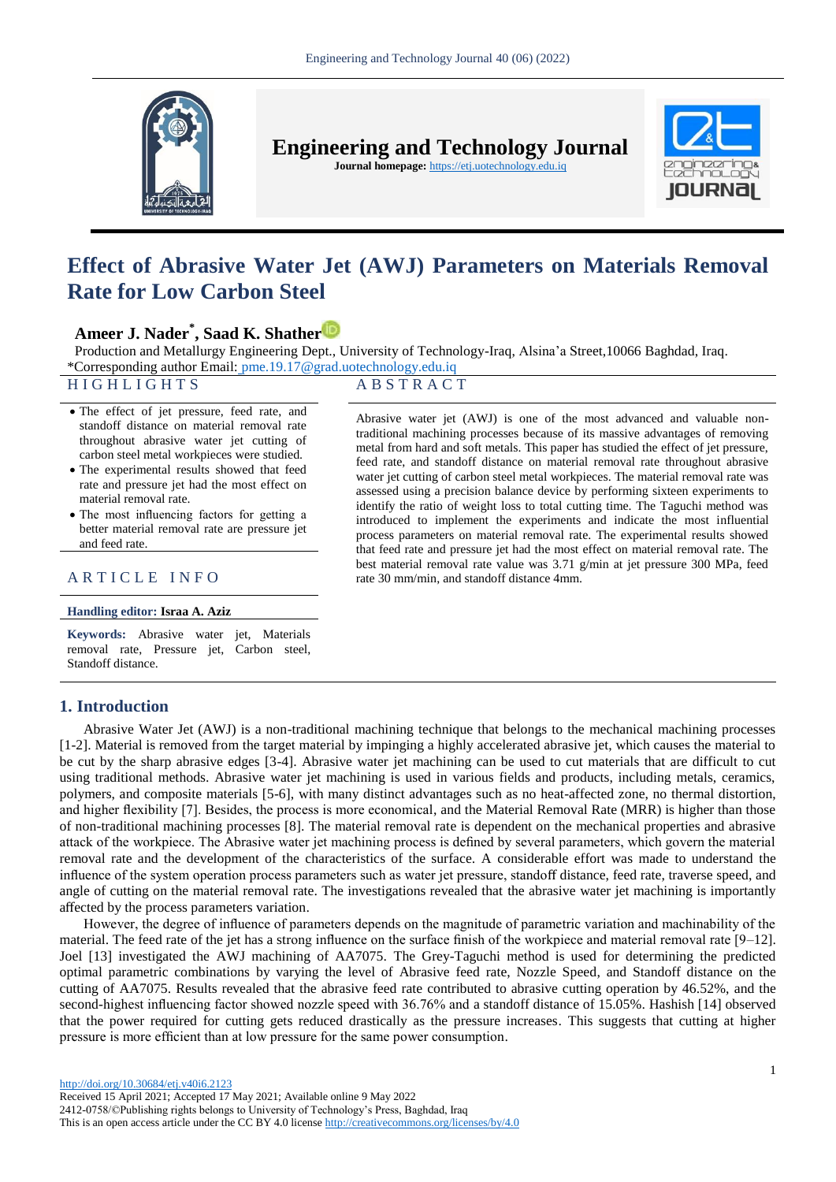# Effect of Abrasive Water Jet (AWJ) Parameters on Materials Removal Rate for Low Carbon Steel

**Ameer J. Nader*, Saad K. Shather**

Production and Metallurgy Engineering Dept., University of Technology-Iraq, Alsina'a Street,10066 Baghdad, Iraq.
*Corresponding author Email: pme.19.17@grad.uotechnology.edu.iq

## HIGHLIGHTS

- The effect of jet pressure, feed rate, and standoff distance on material removal rate throughout abrasive water jet cutting of carbon steel metal workpieces were studied.
- The experimental results showed that feed rate and pressure jet had the most effect on material removal rate.
- The most influencing factors for getting a better material removal rate are pressure jet and feed rate.

## ARTICLE INFO

**Handling editor:** Israa A. Aziz

**Keywords:** Abrasive water jet, Materials removal rate, Pressure jet, Carbon steel, Standoff distance.

## ABSTRACT

Abrasive water jet (AWJ) is one of the most advanced and valuable non-traditional machining processes because of its massive advantages of removing metal from hard and soft metals. This paper has studied the effect of jet pressure, feed rate, and standoff distance on material removal rate throughout abrasive water jet cutting of carbon steel metal workpieces. The material removal rate was assessed using a precision balance device by performing sixteen experiments to identify the ratio of weight loss to total cutting time. The Taguchi method was introduced to implement the experiments and indicate the most influential process parameters on material removal rate. The experimental results showed that feed rate and pressure jet had the most effect on material removal rate. The best material removal rate value was 3.71 g/min at jet pressure 300 MPa, feed rate 30 mm/min, and standoff distance 4mm.

## 1. Introduction

Abrasive Water Jet (AWJ) is a non-traditional machining technique that belongs to the mechanical machining processes [1-2]. Material is removed from the target material by impinging a highly accelerated abrasive jet, which causes the material to be cut by the sharp abrasive edges [3-4]. Abrasive water jet machining can be used to cut materials that are difficult to cut using traditional methods. Abrasive water jet machining is used in various fields and products, including metals, ceramics, polymers, and composite materials [5-6], with many distinct advantages such as no heat-affected zone, no thermal distortion, and higher flexibility [7]. Besides, the process is more economical, and the Material Removal Rate (MRR) is higher than those of non-traditional machining processes [8]. The material removal rate is dependent on the mechanical properties and abrasive attack of the workpiece. The Abrasive water jet machining process is defined by several parameters, which govern the material removal rate and the development of the characteristics of the surface. A considerable effort was made to understand the influence of the system operation process parameters such as water jet pressure, standoff distance, feed rate, traverse speed, and angle of cutting on the material removal rate. The investigations revealed that the abrasive water jet machining is importantly affected by the process parameters variation.

However, the degree of influence of parameters depends on the magnitude of parametric variation and machinability of the material. The feed rate of the jet has a strong influence on the surface finish of the workpiece and material removal rate [9–12]. Joel [13] investigated the AWJ machining of AA7075. The Grey-Taguchi method is used for determining the predicted optimal parametric combinations by varying the level of Abrasive feed rate, Nozzle Speed, and Standoff distance on the cutting of AA7075. Results revealed that the abrasive feed rate contributed to abrasive cutting operation by 46.52%, and the second-highest influencing factor showed nozzle speed with 36.76% and a standoff distance of 15.05%. Hashish [14] observed that the power required for cutting gets reduced drastically as the pressure increases. This suggests that cutting at higher pressure is more efficient than at low pressure for the same power consumption.

http://doi.org/10.30684/etj.v40i6.2123
Received 15 April 2021; Accepted 17 May 2021; Available online 9 May 2022
2412-0758/©Publishing rights belongs to University of Technology's Press, Baghdad, Iraq
This is an open access article under the CC BY 4.0 license http://creativecommons.org/licenses/by/4.0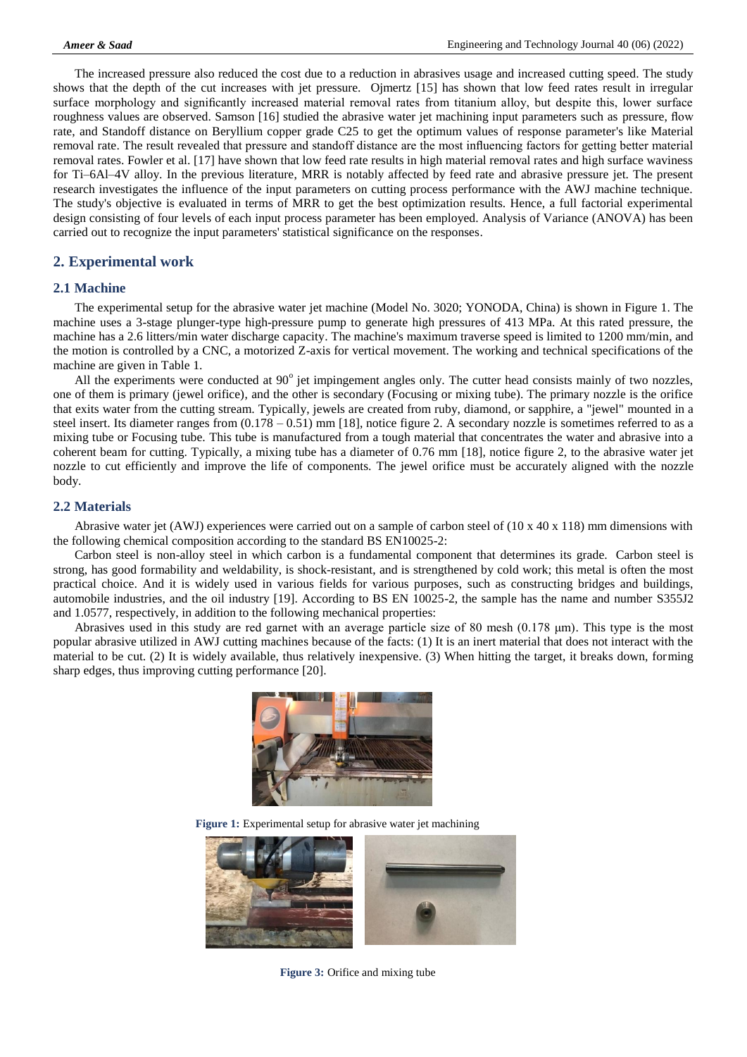The increased pressure also reduced the cost due to a reduction in abrasives usage and increased cutting speed. The study shows that the depth of the cut increases with jet pressure. Ojmertz [15] has shown that low feed rates result in irregular surface morphology and significantly increased material removal rates from titanium alloy, but despite this, lower surface roughness values are observed. Samson [16] studied the abrasive water jet machining input parameters such as pressure, flow rate, and Standoff distance on Beryllium copper grade C25 to get the optimum values of response parameter's like Material removal rate. The result revealed that pressure and standoff distance are the most influencing factors for getting better material removal rates. Fowler et al. [17] have shown that low feed rate results in high material removal rates and high surface waviness for Ti–6Al–4V alloy. In the previous literature, MRR is notably affected by feed rate and abrasive pressure jet. The present research investigates the influence of the input parameters on cutting process performance with the AWJ machine technique. The study's objective is evaluated in terms of MRR to get the best optimization results. Hence, a full factorial experimental design consisting of four levels of each input process parameter has been employed. Analysis of Variance (ANOVA) has been carried out to recognize the input parameters' statistical significance on the responses.

## 2. Experimental work

### 2.1 Machine

The experimental setup for the abrasive water jet machine (Model No. 3020; YONODA, China) is shown in Figure 1. The machine uses a 3-stage plunger-type high-pressure pump to generate high pressures of 413 MPa. At this rated pressure, the machine has a 2.6 litters/min water discharge capacity. The machine's maximum traverse speed is limited to 1200 mm/min, and the motion is controlled by a CNC, a motorized Z-axis for vertical movement. The working and technical specifications of the machine are given in Table 1.

All the experiments were conducted at $90^{o}$ jet impingement angles only. The cutter head consists mainly of two nozzles, one of them is primary (jewel orifice), and the other is secondary (Focusing or mixing tube). The primary nozzle is the orifice that exits water from the cutting stream. Typically, jewels are created from ruby, diamond, or sapphire, a "jewel" mounted in a steel insert. Its diameter ranges from (0.178 – 0.51) mm [18], notice figure 2. A secondary nozzle is sometimes referred to as a mixing tube or Focusing tube. This tube is manufactured from a tough material that concentrates the water and abrasive into a coherent beam for cutting. Typically, a mixing tube has a diameter of 0.76 mm [18], notice figure 2, to the abrasive water jet nozzle to cut efficiently and improve the life of components. The jewel orifice must be accurately aligned with the nozzle body.

### 2.2 Materials

Abrasive water jet (AWJ) experiences were carried out on a sample of carbon steel of (10 x 40 x 118) mm dimensions with the following chemical composition according to the standard BS EN10025-2:

Carbon steel is non-alloy steel in which carbon is a fundamental component that determines its grade. Carbon steel is strong, has good formability and weldability, is shock-resistant, and is strengthened by cold work; this metal is often the most practical choice. And it is widely used in various fields for various purposes, such as constructing bridges and buildings, automobile industries, and the oil industry [19]. According to BS EN 10025-2, the sample has the name and number S355J2 and 1.0577, respectively, in addition to the following mechanical properties:

Abrasives used in this study are red garnet with an average particle size of 80 mesh (0.178 μm). This type is the most popular abrasive utilized in AWJ cutting machines because of the facts: (1) It is an inert material that does not interact with the material to be cut. (2) It is widely available, thus relatively inexpensive. (3) When hitting the target, it breaks down, forming sharp edges, thus improving cutting performance [20].

**Figure 1:** Experimental setup for abrasive water jet machining

**Figure 3:** Orifice and mixing tube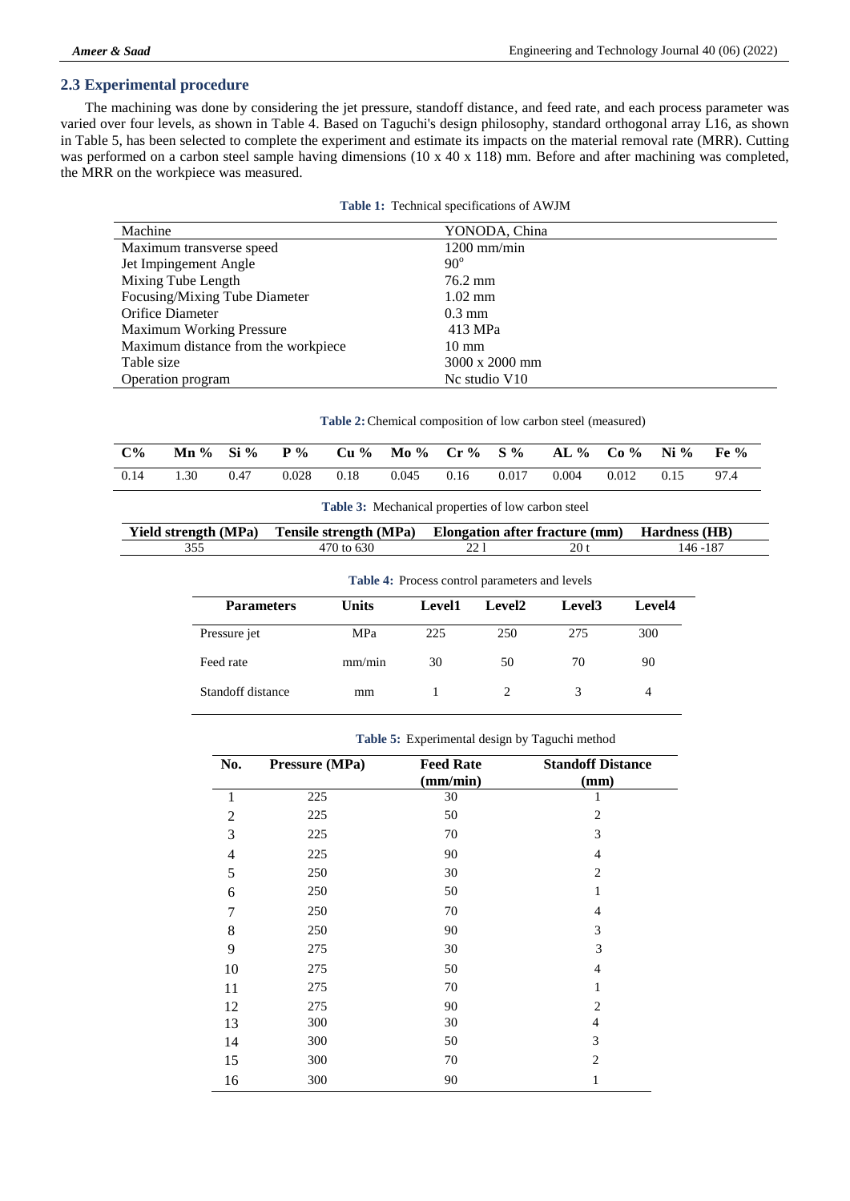## 2.3 Experimental procedure

The machining was done by considering the jet pressure, standoff distance, and feed rate, and each process parameter was varied over four levels, as shown in Table 4. Based on Taguchi's design philosophy, standard orthogonal array L16, as shown in Table 5, has been selected to complete the experiment and estimate its impacts on the material removal rate (MRR). Cutting was performed on a carbon steel sample having dimensions (10 x 40 x 118) mm. Before and after machining was completed, the MRR on the workpiece was measured.

**Table 1:** Technical specifications of AWJM

| Machine | YONODA, China |
|---|---|
| Maximum transverse speed | 1200 mm/min |
| Jet Impingement Angle | $90^o$ |
| Mixing Tube Length | 76.2 mm |
| Focusing/Mixing Tube Diameter | 1.02 mm |
| Orifice Diameter | 0.3 mm |
| Maximum Working Pressure | 413 MPa |
| Maximum distance from the workpiece | 10 mm |
| Table size | 3000 x 2000 mm |
| Operation program | Nc studio V10 |

**Table 2:** Chemical composition of low carbon steel (measured)

| C% | Mn % | Si % | P % | Cu % | Mo % | Cr % | S % | AL % | Co % | Ni % | Fe % |
|---|---|---|---|---|---|---|---|---|---|---|---|
| 0.14 | 1.30 | 0.47 | 0.028 | 0.18 | 0.045 | 0.16 | 0.017 | 0.004 | 0.012 | 0.15 | 97.4 |

**Table 3:** Mechanical properties of low carbon steel

| Yield strength (MPa) | Tensile strength (MPa) | Elongation after fracture (mm) | | Hardness (HB) |
|---|---|---|---|---|
| 355 | 470 to 630 | 22 l | 20 t | 146 -187 |

**Table 4:** Process control parameters and levels

| Parameters | Units | Level1 | Level2 | Level3 | Level4 |
|---|---|---|---|---|---|
| Pressure jet | MPa | 225 | 250 | 275 | 300 |
| Feed rate | mm/min | 30 | 50 | 70 | 90 |
| Standoff distance | mm | 1 | 2 | 3 | 4 |

**Table 5:** Experimental design by Taguchi method

| No. | Pressure (MPa) | Feed Rate (mm/min) | Standoff Distance (mm) |
|---|---|---|---|
| 1 | 225 | 30 | 1 |
| 2 | 225 | 50 | 2 |
| 3 | 225 | 70 | 3 |
| 4 | 225 | 90 | 4 |
| 5 | 250 | 30 | 2 |
| 6 | 250 | 50 | 1 |
| 7 | 250 | 70 | 4 |
| 8 | 250 | 90 | 3 |
| 9 | 275 | 30 | 3 |
| 10 | 275 | 50 | 4 |
| 11 | 275 | 70 | 1 |
| 12 | 275 | 90 | 2 |
| 13 | 300 | 30 | 4 |
| 14 | 300 | 50 | 3 |
| 15 | 300 | 70 | 2 |
| 16 | 300 | 90 | 1 |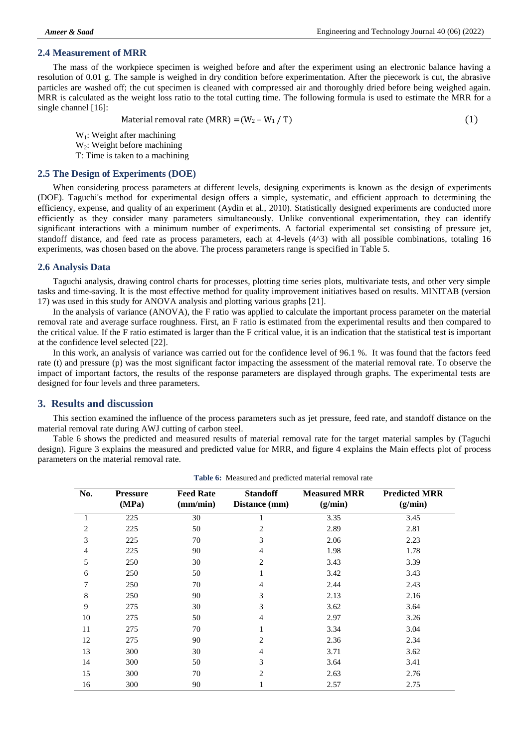### 2.4 Measurement of MRR

The mass of the workpiece specimen is weighed before and after the experiment using an electronic balance having a resolution of 0.01 g. The sample is weighed in dry condition before experimentation. After the piecework is cut, the abrasive particles are washed off; the cut specimen is cleaned with compressed air and thoroughly dried before being weighed again. MRR is calculated as the weight loss ratio to the total cutting time. The following formula is used to estimate the MRR for a single channel [16]:

$$\text{Material removal rate (MRR)} = (W_2 - W_1 / T) \tag{1}$$

$W_1$: Weight after machining
$W_2$: Weight before machining
T: Time is taken to a machining

### 2.5 The Design of Experiments (DOE)

When considering process parameters at different levels, designing experiments is known as the design of experiments (DOE). Taguchi's method for experimental design offers a simple, systematic, and efficient approach to determining the efficiency, expense, and quality of an experiment (Aydin et al., 2010). Statistically designed experiments are conducted more efficiently as they consider many parameters simultaneously. Unlike conventional experimentation, they can identify significant interactions with a minimum number of experiments. A factorial experimental set consisting of pressure jet, standoff distance, and feed rate as process parameters, each at 4-levels (4^3) with all possible combinations, totaling 16 experiments, was chosen based on the above. The process parameters range is specified in Table 5.

### 2.6 Analysis Data

Taguchi analysis, drawing control charts for processes, plotting time series plots, multivariate tests, and other very simple tasks and time-saving. It is the most effective method for quality improvement initiatives based on results. MINITAB (version 17) was used in this study for ANOVA analysis and plotting various graphs [21].

In the analysis of variance (ANOVA), the F ratio was applied to calculate the important process parameter on the material removal rate and average surface roughness. First, an F ratio is estimated from the experimental results and then compared to the critical value. If the F ratio estimated is larger than the F critical value, it is an indication that the statistical test is important at the confidence level selected [22].

In this work, an analysis of variance was carried out for the confidence level of 96.1 %. It was found that the factors feed rate (t) and pressure (p) was the most significant factor impacting the assessment of the material removal rate. To observe the impact of important factors, the results of the response parameters are displayed through graphs. The experimental tests are designed for four levels and three parameters.

## 3. Results and discussion

This section examined the influence of the process parameters such as jet pressure, feed rate, and standoff distance on the material removal rate during AWJ cutting of carbon steel.

Table 6 shows the predicted and measured results of material removal rate for the target material samples by (Taguchi design). Figure 3 explains the measured and predicted value for MRR, and figure 4 explains the Main effects plot of process parameters on the material removal rate.

**Table 6:** Measured and predicted material removal rate

| No. | Pressure (MPa) | Feed Rate (mm/min) | Standoff Distance (mm) | Measured MRR (g/min) | Predicted MRR (g/min) |
|---|---|---|---|---|---|
| 1 | 225 | 30 | 1 | 3.35 | 3.45 |
| 2 | 225 | 50 | 2 | 2.89 | 2.81 |
| 3 | 225 | 70 | 3 | 2.06 | 2.23 |
| 4 | 225 | 90 | 4 | 1.98 | 1.78 |
| 5 | 250 | 30 | 2 | 3.43 | 3.39 |
| 6 | 250 | 50 | 1 | 3.42 | 3.43 |
| 7 | 250 | 70 | 4 | 2.44 | 2.43 |
| 8 | 250 | 90 | 3 | 2.13 | 2.16 |
| 9 | 275 | 30 | 3 | 3.62 | 3.64 |
| 10 | 275 | 50 | 4 | 2.97 | 3.26 |
| 11 | 275 | 70 | 1 | 3.34 | 3.04 |
| 12 | 275 | 90 | 2 | 2.36 | 2.34 |
| 13 | 300 | 30 | 4 | 3.71 | 3.62 |
| 14 | 300 | 50 | 3 | 3.64 | 3.41 |
| 15 | 300 | 70 | 2 | 2.63 | 2.76 |
| 16 | 300 | 90 | 1 | 2.57 | 2.75 |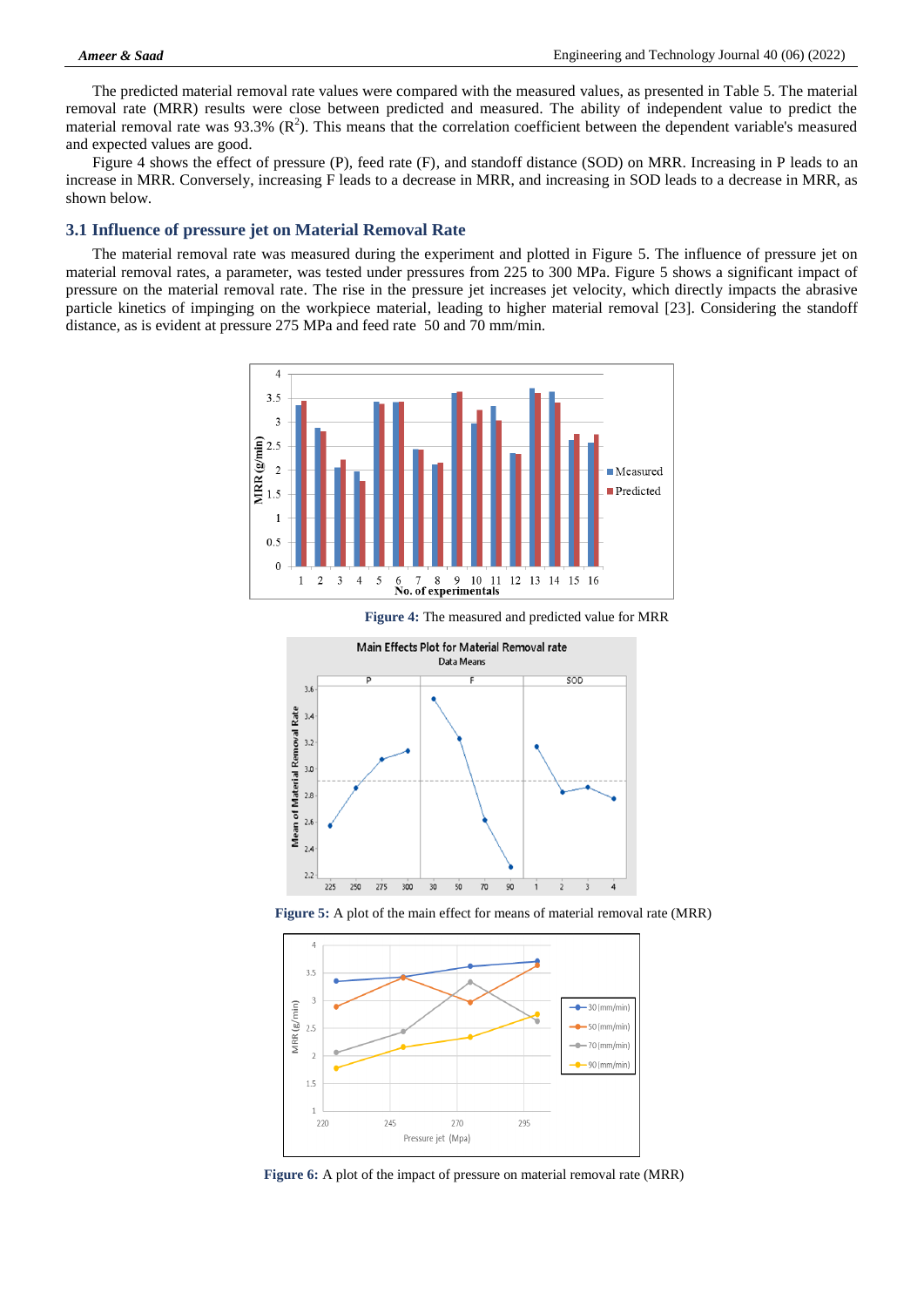The predicted material removal rate values were compared with the measured values, as presented in Table 5. The material removal rate (MRR) results were close between predicted and measured. The ability of independent value to predict the material removal rate was 93.3% ($R^2$). This means that the correlation coefficient between the dependent variable's measured and expected values are good.

Figure 4 shows the effect of pressure (P), feed rate (F), and standoff distance (SOD) on MRR. Increasing in P leads to an increase in MRR. Conversely, increasing F leads to a decrease in MRR, and increasing in SOD leads to a decrease in MRR, as shown below.

## 3.1 Influence of pressure jet on Material Removal Rate

The material removal rate was measured during the experiment and plotted in Figure 5. The influence of pressure jet on material removal rates, a parameter, was tested under pressures from 225 to 300 MPa. Figure 5 shows a significant impact of pressure on the material removal rate. The rise in the pressure jet increases jet velocity, which directly impacts the abrasive particle kinetics of impinging on the workpiece material, leading to higher material removal [23]. Considering the standoff distance, as is evident at pressure 275 MPa and feed rate 50 and 70 mm/min.

**Figure 4:** The measured and predicted value for MRR

**Figure 5:** A plot of the main effect for means of material removal rate (MRR)

**Figure 6:** A plot of the impact of pressure on material removal rate (MRR)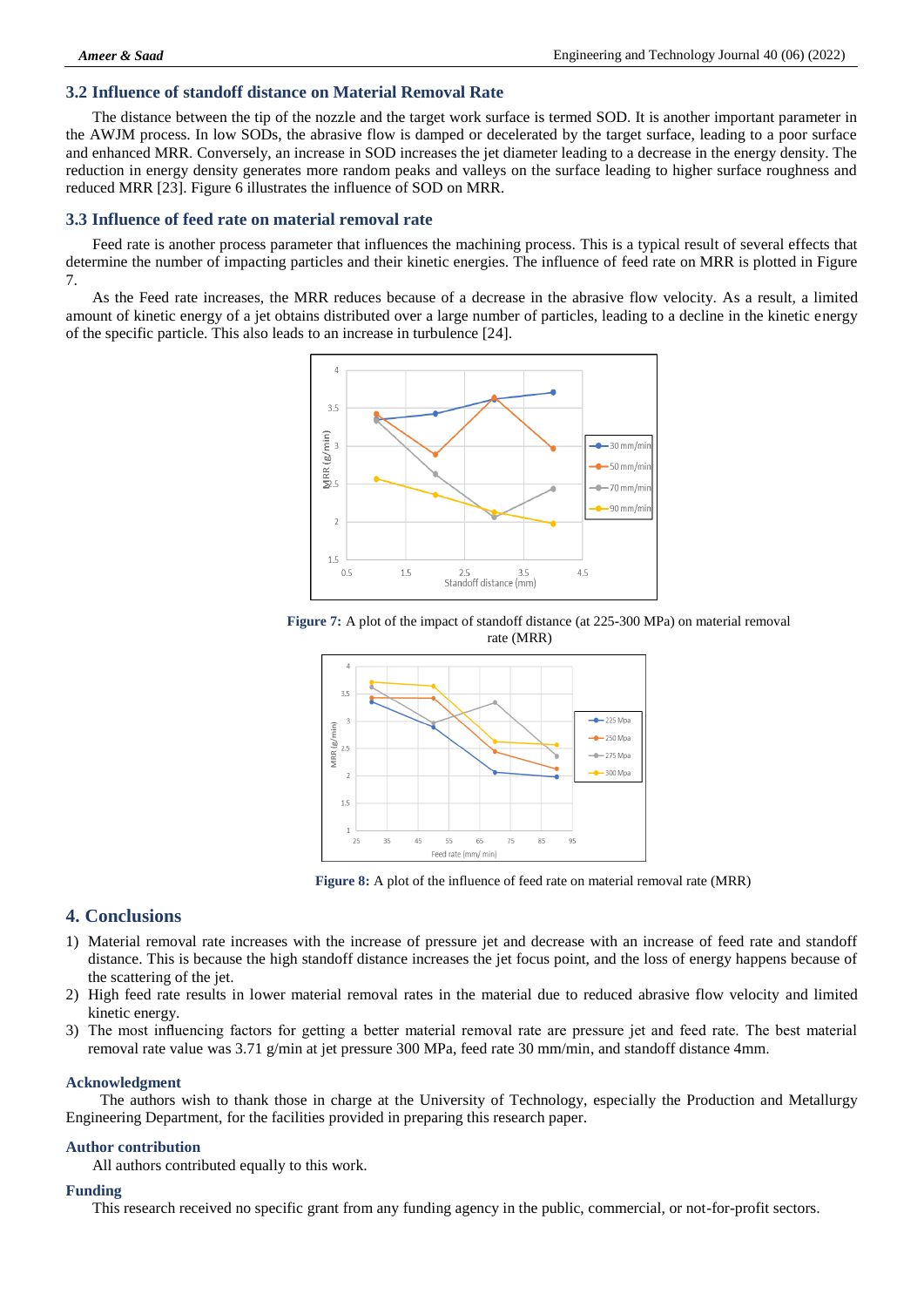### 3.2 Influence of standoff distance on Material Removal Rate

The distance between the tip of the nozzle and the target work surface is termed SOD. It is another important parameter in the AWJM process. In low SODs, the abrasive flow is damped or decelerated by the target surface, leading to a poor surface and enhanced MRR. Conversely, an increase in SOD increases the jet diameter leading to a decrease in the energy density. The reduction in energy density generates more random peaks and valleys on the surface leading to higher surface roughness and reduced MRR [23]. Figure 6 illustrates the influence of SOD on MRR.

### 3.3 Influence of feed rate on material removal rate

Feed rate is another process parameter that influences the machining process. This is a typical result of several effects that determine the number of impacting particles and their kinetic energies. The influence of feed rate on MRR is plotted in Figure 7.

As the Feed rate increases, the MRR reduces because of a decrease in the abrasive flow velocity. As a result, a limited amount of kinetic energy of a jet obtains distributed over a large number of particles, leading to a decline in the kinetic energy of the specific particle. This also leads to an increase in turbulence [24].

**Figure 7:** A plot of the impact of standoff distance (at 225-300 MPa) on material removal rate (MRR)

**Figure 8:** A plot of the influence of feed rate on material removal rate (MRR)

## 4. Conclusions

1) Material removal rate increases with the increase of pressure jet and decrease with an increase of feed rate and standoff distance. This is because the high standoff distance increases the jet focus point, and the loss of energy happens because of the scattering of the jet.
2) High feed rate results in lower material removal rates in the material due to reduced abrasive flow velocity and limited kinetic energy.
3) The most influencing factors for getting a better material removal rate are pressure jet and feed rate. The best material removal rate value was 3.71 g/min at jet pressure 300 MPa, feed rate 30 mm/min, and standoff distance 4mm.

### Acknowledgment

The authors wish to thank those in charge at the University of Technology, especially the Production and Metallurgy Engineering Department, for the facilities provided in preparing this research paper.

### Author contribution

All authors contributed equally to this work.

### Funding

This research received no specific grant from any funding agency in the public, commercial, or not-for-profit sectors.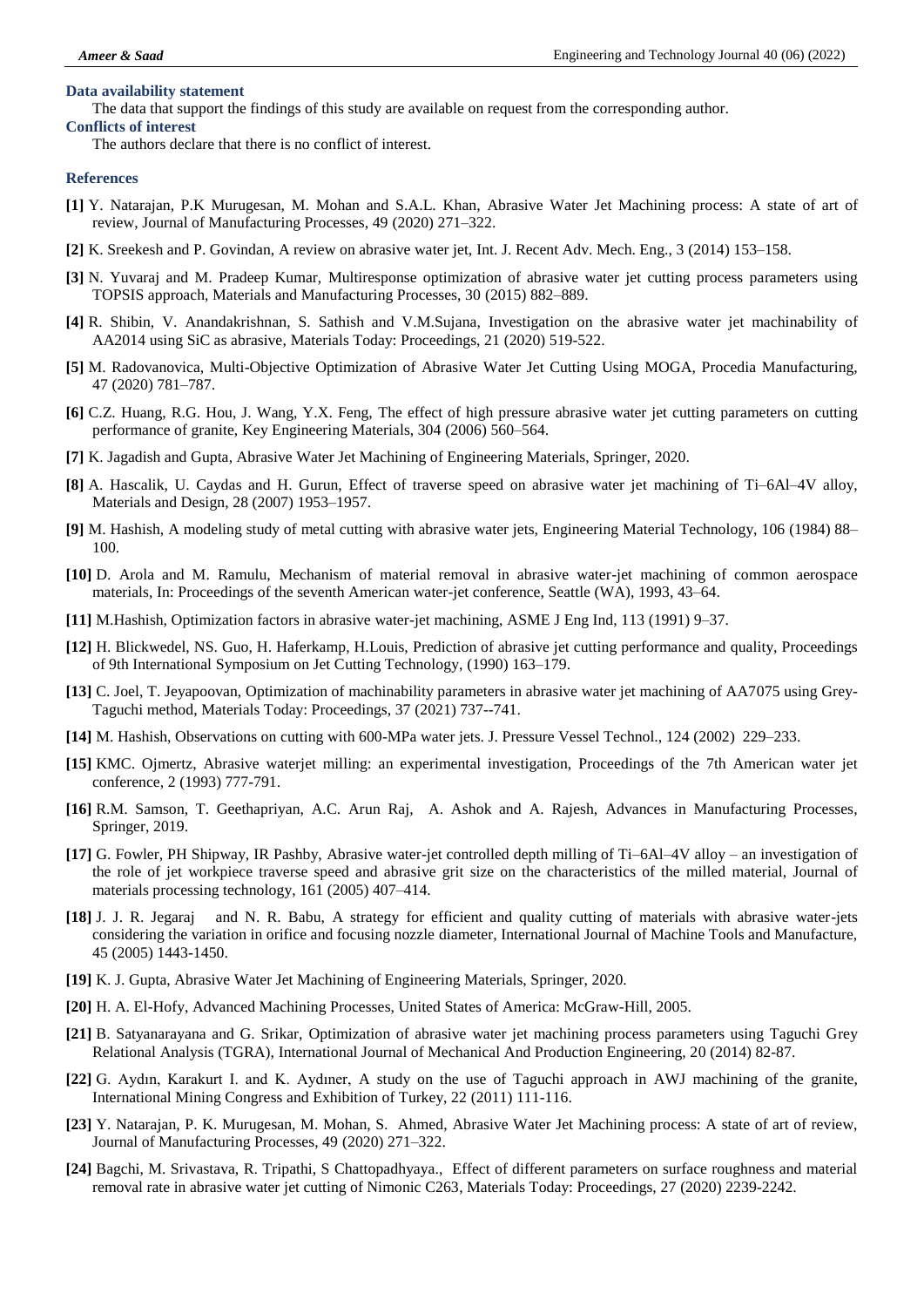### Data availability statement

The data that support the findings of this study are available on request from the corresponding author.

### Conflicts of interest

The authors declare that there is no conflict of interest.

### References

**[1]** Y. Natarajan, P.K Murugesan, M. Mohan and S.A.L. Khan, Abrasive Water Jet Machining process: A state of art of review, Journal of Manufacturing Processes, 49 (2020) 271–322.

**[2]** K. Sreekesh and P. Govindan, A review on abrasive water jet, Int. J. Recent Adv. Mech. Eng., 3 (2014) 153–158.

**[3]** N. Yuvaraj and M. Pradeep Kumar, Multiresponse optimization of abrasive water jet cutting process parameters using TOPSIS approach, Materials and Manufacturing Processes, 30 (2015) 882–889.

**[4]** R. Shibin, V. Anandakrishnan, S. Sathish and V.M.Sujana, Investigation on the abrasive water jet machinability of AA2014 using SiC as abrasive, Materials Today: Proceedings, 21 (2020) 519-522.

**[5]** M. Radovanovica, Multi-Objective Optimization of Abrasive Water Jet Cutting Using MOGA, Procedia Manufacturing, 47 (2020) 781–787.

**[6]** C.Z. Huang, R.G. Hou, J. Wang, Y.X. Feng, The effect of high pressure abrasive water jet cutting parameters on cutting performance of granite, Key Engineering Materials, 304 (2006) 560–564.

**[7]** K. Jagadish and Gupta, Abrasive Water Jet Machining of Engineering Materials, Springer, 2020.

**[8]** A. Hascalik, U. Caydas and H. Gurun, Effect of traverse speed on abrasive water jet machining of Ti–6Al–4V alloy, Materials and Design, 28 (2007) 1953–1957.

**[9]** M. Hashish, A modeling study of metal cutting with abrasive water jets, Engineering Material Technology, 106 (1984) 88–100.

**[10]** D. Arola and M. Ramulu, Mechanism of material removal in abrasive water-jet machining of common aerospace materials, In: Proceedings of the seventh American water-jet conference, Seattle (WA), 1993, 43–64.

**[11]** M.Hashish, Optimization factors in abrasive water-jet machining, ASME J Eng Ind, 113 (1991) 9–37.

**[12]** H. Blickwedel, NS. Guo, H. Haferkamp, H.Louis, Prediction of abrasive jet cutting performance and quality, Proceedings of 9th International Symposium on Jet Cutting Technology, (1990) 163–179.

**[13]** C. Joel, T. Jeyapoovan, Optimization of machinability parameters in abrasive water jet machining of AA7075 using Grey-Taguchi method, Materials Today: Proceedings, 37 (2021) 737--741.

**[14]** M. Hashish, Observations on cutting with 600-MPa water jets. J. Pressure Vessel Technol., 124 (2002) 229–233.

**[15]** KMC. Ojmertz, Abrasive waterjet milling: an experimental investigation, Proceedings of the 7th American water jet conference, 2 (1993) 777-791.

**[16]** R.M. Samson, T. Geethapriyan, A.C. Arun Raj, A. Ashok and A. Rajesh, Advances in Manufacturing Processes, Springer, 2019.

**[17]** G. Fowler, PH Shipway, IR Pashby, Abrasive water-jet controlled depth milling of Ti–6Al–4V alloy – an investigation of the role of jet workpiece traverse speed and abrasive grit size on the characteristics of the milled material, Journal of materials processing technology, 161 (2005) 407–414.

**[18]** J. J. R. Jegaraj and N. R. Babu, A strategy for efficient and quality cutting of materials with abrasive water-jets considering the variation in orifice and focusing nozzle diameter, International Journal of Machine Tools and Manufacture, 45 (2005) 1443-1450.

**[19]** K. J. Gupta, Abrasive Water Jet Machining of Engineering Materials, Springer, 2020.

**[20]** H. A. El-Hofy, Advanced Machining Processes, United States of America: McGraw-Hill, 2005.

**[21]** B. Satyanarayana and G. Srikar, Optimization of abrasive water jet machining process parameters using Taguchi Grey Relational Analysis (TGRA), International Journal of Mechanical And Production Engineering, 20 (2014) 82-87.

**[22]** G. Aydın, Karakurt I. and K. Aydıner, A study on the use of Taguchi approach in AWJ machining of the granite, International Mining Congress and Exhibition of Turkey, 22 (2011) 111-116.

**[23]** Y. Natarajan, P. K. Murugesan, M. Mohan, S. Ahmed, Abrasive Water Jet Machining process: A state of art of review, Journal of Manufacturing Processes, 49 (2020) 271–322.

**[24]** Bagchi, M. Srivastava, R. Tripathi, S Chattopadhyaya., Effect of different parameters on surface roughness and material removal rate in abrasive water jet cutting of Nimonic C263, Materials Today: Proceedings, 27 (2020) 2239-2242.